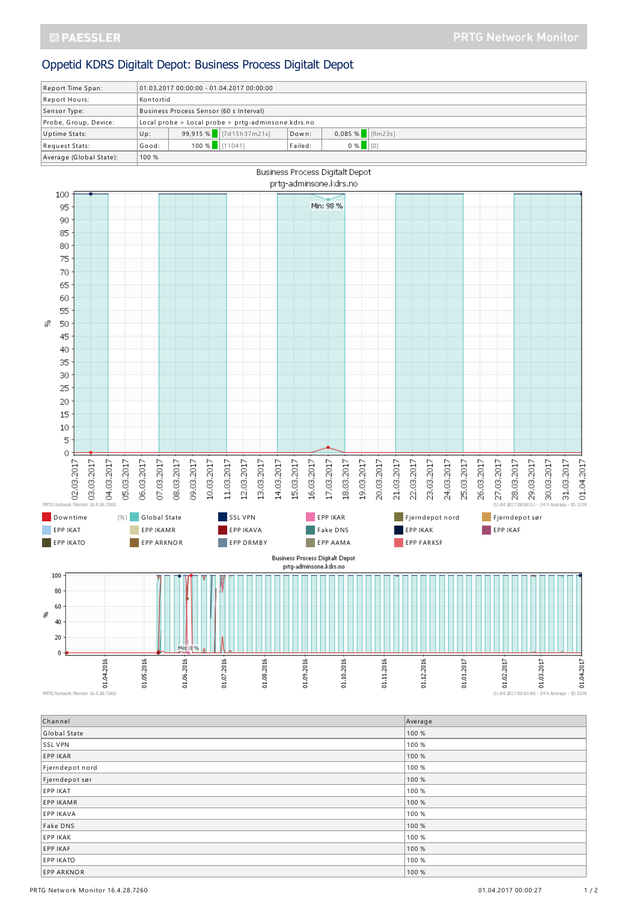# Oppetid KDRS Digitalt Depot: Business Process Digitalt Depot

| | | | | | |
|---|---|---|---|---|---|
| Report Time Span: | 01.03.2017 00:00:00 - 01.04.2017 00:00:00 | | | | |
| Report Hours: | Kontortid | | | | |
| Sensor Type: | Business Process Sensor (60 s Interval) | | | | |
| Probe, Group, Device: | Local probe > Local probe > prtg-adminsone.kdrs.no | | | | |
| Uptime Stats: | Up: | 99,915 % [7d15h37m21s] | Down: | 0,085 % | [9m23s] |
| Request Stats: | Good: | 100 % [11041] | Failed: | 0 % | [0] |
| Average (Global State): | 100 % | | | | |

Business Process Digitalt Depot
prtg-adminsone.kdrs.no

Min: 98 %

PRTG Network Monitor 16.4.28.7260 — 01.04.2017 00:00:31 - 24 h Average - ID 3376

Downtime (%) | Global State | SSL VPN | EPP IKAR | Fjerndepot nord | Fjerndepot sør | EPP IKAT | EPP IKAMR | EPP IKAVA | Fake DNS | EPP IKAK | EPP IKAF | EPP IKATO | EPP ARKNOR | EPP DRMBY | EPP AAMA | EPP FARKSF

Business Process Digitalt Depot
prtg-adminsone.kdrs.no

Min: 0 %

PRTG Network Monitor 16.4.28.7260 — 01.04.2017 00:01:06 - 24 h Average - ID 3376

| Channel | Average |
|---|---|
| Global State | 100 % |
| SSL VPN | 100 % |
| EPP IKAR | 100 % |
| Fjerndepot nord | 100 % |
| Fjerndepot sør | 100 % |
| EPP IKAT | 100 % |
| EPP IKAMR | 100 % |
| EPP IKAVA | 100 % |
| Fake DNS | 100 % |
| EPP IKAK | 100 % |
| EPP IKAF | 100 % |
| EPP IKATO | 100 % |
| EPP ARKNOR | 100 % |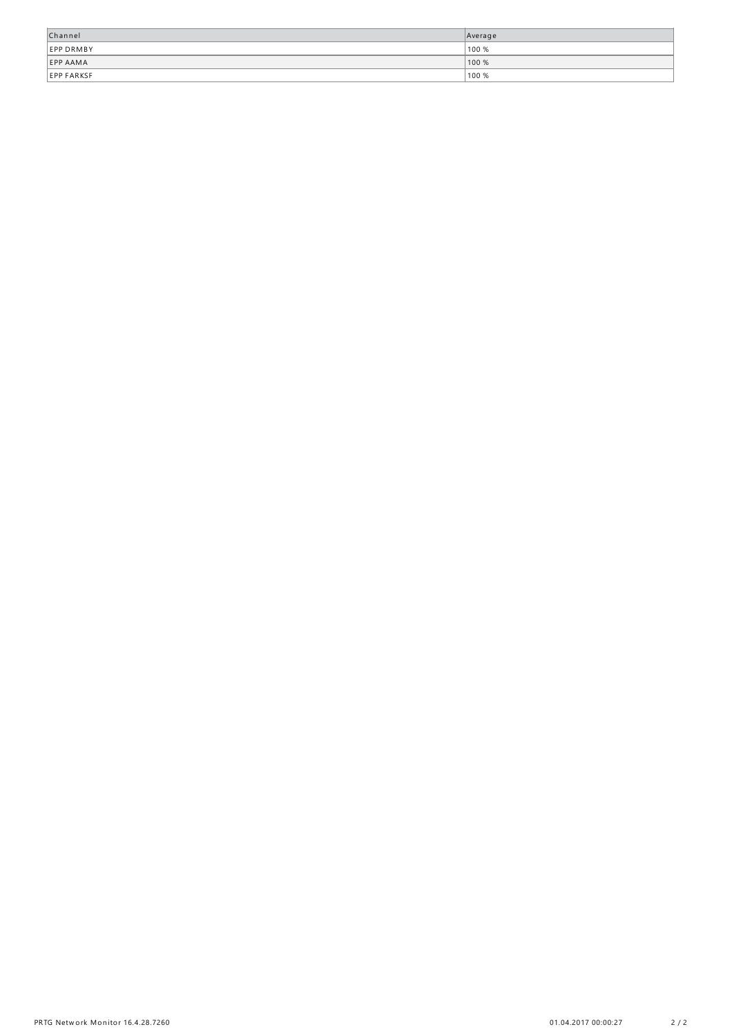| Channel | Average |
| --- | --- |
| EPP DRMBY | 100 % |
| EPP AAMA | 100 % |
| EPP FARKSF | 100 % |